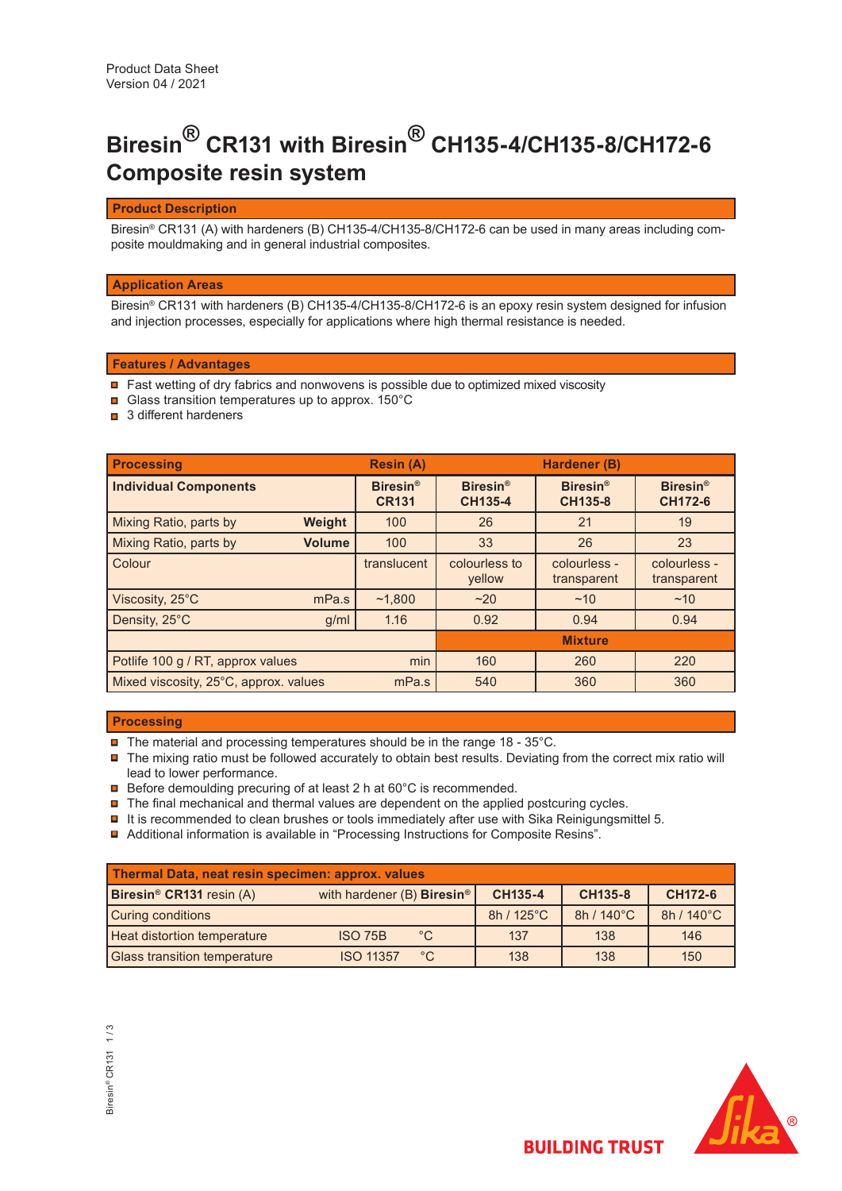Product Data Sheet
Version 04 / 2021

# Biresin® CR131 with Biresin® CH135-4/CH135-8/CH172-6 Composite resin system

## Product Description

Biresin® CR131 (A) with hardeners (B) CH135-4/CH135-8/CH172-6 can be used in many areas including composite mouldmaking and in general industrial composites.

## Application Areas

Biresin® CR131 with hardeners (B) CH135-4/CH135-8/CH172-6 is an epoxy resin system designed for infusion and injection processes, especially for applications where high thermal resistance is needed.

## Features / Advantages

- Fast wetting of dry fabrics and nonwovens is possible due to optimized mixed viscosity
- Glass transition temperatures up to approx. 150°C
- 3 different hardeners

| Processing | | Resin (A) | Hardener (B) | | |
|---|---|---|---|---|---|
| **Individual Components** | | **Biresin® CR131** | **Biresin® CH135-4** | **Biresin® CH135-8** | **Biresin® CH172-6** |
| Mixing Ratio, parts by | **Weight** | 100 | 26 | 21 | 19 |
| Mixing Ratio, parts by | **Volume** | 100 | 33 | 26 | 23 |
| Colour | | translucent | colourless to yellow | colourless - transparent | colourless - transparent |
| Viscosity, 25°C | mPa.s | ~1,800 | ~20 | ~10 | ~10 |
| Density, 25°C | g/ml | 1.16 | 0.92 | 0.94 | 0.94 |
| | | | **Mixture** | | |
| Potlife 100 g / RT, approx values | min | | 160 | 260 | 220 |
| Mixed viscosity, 25°C, approx. values | mPa.s | | 540 | 360 | 360 |

## Processing

- The material and processing temperatures should be in the range 18 - 35°C.
- The mixing ratio must be followed accurately to obtain best results. Deviating from the correct mix ratio will lead to lower performance.
- Before demoulding precuring of at least 2 h at 60°C is recommended.
- The final mechanical and thermal values are dependent on the applied postcuring cycles.
- It is recommended to clean brushes or tools immediately after use with Sika Reinigungsmittel 5.
- Additional information is available in "Processing Instructions for Composite Resins".

| Thermal Data, neat resin specimen: approx. values | | | | | |
|---|---|---|---|---|---|
| **Biresin® CR131** resin (A) | with hardener (B) **Biresin®** | | **CH135-4** | **CH135-8** | **CH172-6** |
| Curing conditions | | | 8h / 125°C | 8h / 140°C | 8h / 140°C |
| Heat distortion temperature | ISO 75B | °C | 137 | 138 | 146 |
| Glass transition temperature | ISO 11357 | °C | 138 | 138 | 150 |

BUILDING TRUST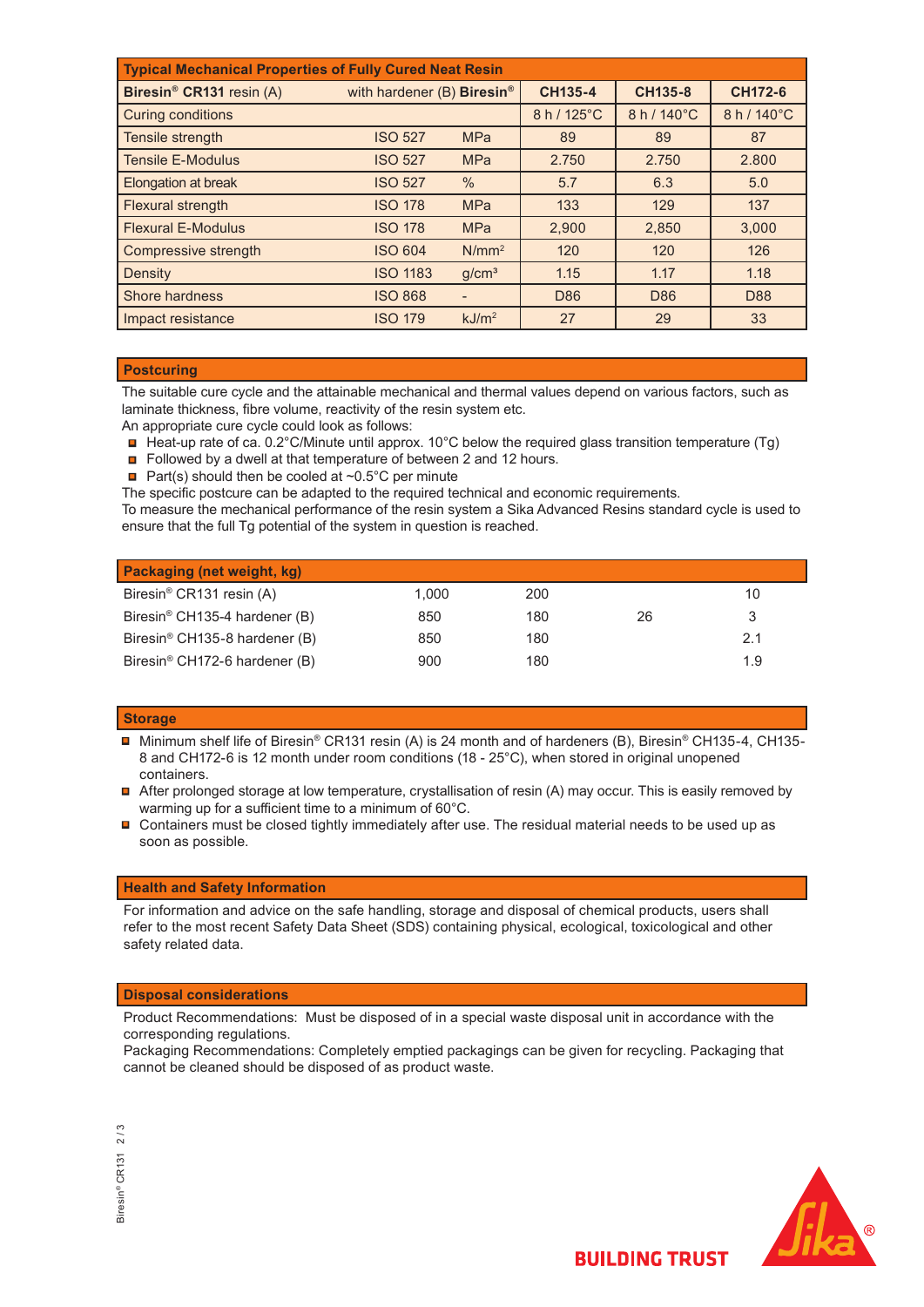| Typical Mechanical Properties of Fully Cured Neat Resin | | | | | |
|---|---|---|---|---|---|
| **Biresin® CR131** resin (A) | with hardener (B) **Biresin®** | | **CH135-4** | **CH135-8** | **CH172-6** |
| Curing conditions | | | 8 h / 125°C | 8 h / 140°C | 8 h / 140°C |
| Tensile strength | ISO 527 | MPa | 89 | 89 | 87 |
| Tensile E-Modulus | ISO 527 | MPa | 2.750 | 2.750 | 2.800 |
| Elongation at break | ISO 527 | % | 5.7 | 6.3 | 5.0 |
| Flexural strength | ISO 178 | MPa | 133 | 129 | 137 |
| Flexural E-Modulus | ISO 178 | MPa | 2,900 | 2,850 | 3,000 |
| Compressive strength | ISO 604 | $N/mm^2$ | 120 | 120 | 126 |
| Density | ISO 1183 | $g/cm^3$ | 1.15 | 1.17 | 1.18 |
| Shore hardness | ISO 868 | - | D86 | D86 | D88 |
| Impact resistance | ISO 179 | $kJ/m^2$ | 27 | 29 | 33 |

## Postcuring

The suitable cure cycle and the attainable mechanical and thermal values depend on various factors, such as laminate thickness, fibre volume, reactivity of the resin system etc.
An appropriate cure cycle could look as follows:

- Heat-up rate of ca. 0.2°C/Minute until approx. 10°C below the required glass transition temperature (Tg)
- Followed by a dwell at that temperature of between 2 and 12 hours.
- Part(s) should then be cooled at ~0.5°C per minute

The specific postcure can be adapted to the required technical and economic requirements.
To measure the mechanical performance of the resin system a Sika Advanced Resins standard cycle is used to ensure that the full Tg potential of the system in question is reached.

| Packaging (net weight, kg) | | | | |
|---|---|---|---|---|
| Biresin® CR131 resin (A) | 1,000 | 200 | | 10 |
| Biresin® CH135-4 hardener (B) | 850 | 180 | 26 | 3 |
| Biresin® CH135-8 hardener (B) | 850 | 180 | | 2.1 |
| Biresin® CH172-6 hardener (B) | 900 | 180 | | 1.9 |

## Storage

- Minimum shelf life of Biresin® CR131 resin (A) is 24 month and of hardeners (B), Biresin® CH135-4, CH135-8 and CH172-6 is 12 month under room conditions (18 - 25°C), when stored in original unopened containers.
- After prolonged storage at low temperature, crystallisation of resin (A) may occur. This is easily removed by warming up for a sufficient time to a minimum of 60°C.
- Containers must be closed tightly immediately after use. The residual material needs to be used up as soon as possible.

## Health and Safety Information

For information and advice on the safe handling, storage and disposal of chemical products, users shall refer to the most recent Safety Data Sheet (SDS) containing physical, ecological, toxicological and other safety related data.

## Disposal considerations

Product Recommendations: Must be disposed of in a special waste disposal unit in accordance with the corresponding regulations.
Packaging Recommendations: Completely emptied packagings can be given for recycling. Packaging that cannot be cleaned should be disposed of as product waste.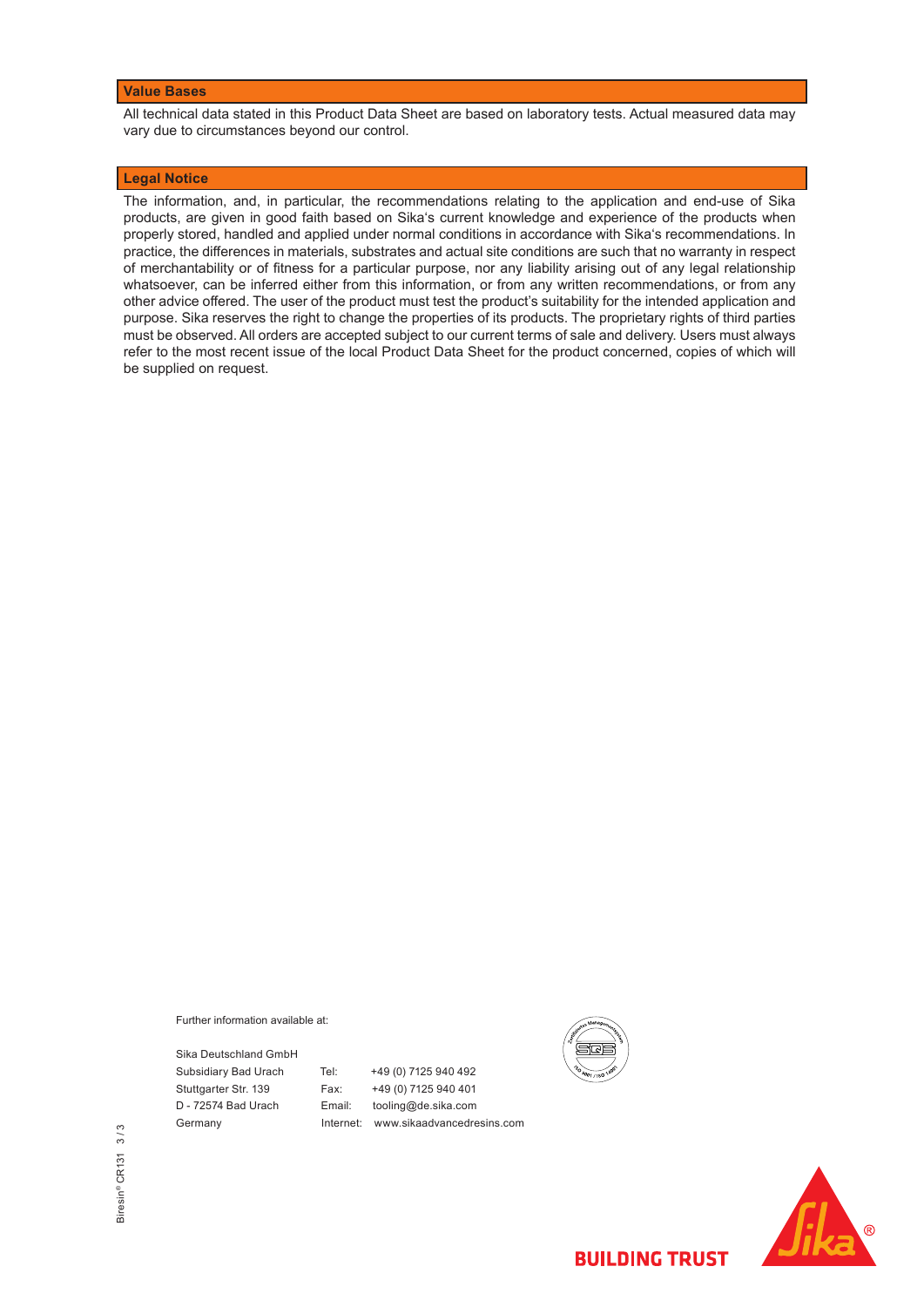## Value Bases

All technical data stated in this Product Data Sheet are based on laboratory tests. Actual measured data may vary due to circumstances beyond our control.

## Legal Notice

The information, and, in particular, the recommendations relating to the application and end-use of Sika products, are given in good faith based on Sika's current knowledge and experience of the products when properly stored, handled and applied under normal conditions in accordance with Sika's recommendations. In practice, the differences in materials, substrates and actual site conditions are such that no warranty in respect of merchantability or of fitness for a particular purpose, nor any liability arising out of any legal relationship whatsoever, can be inferred either from this information, or from any written recommendations, or from any other advice offered. The user of the product must test the product's suitability for the intended application and purpose. Sika reserves the right to change the properties of its products. The proprietary rights of third parties must be observed. All orders are accepted subject to our current terms of sale and delivery. Users must always refer to the most recent issue of the local Product Data Sheet for the product concerned, copies of which will be supplied on request.

Further information available at:

| | | |
|---|---|---|
| Sika Deutschland GmbH | | |
| Subsidiary Bad Urach | Tel: | +49 (0) 7125 940 492 |
| Stuttgarter Str. 139 | Fax: | +49 (0) 7125 940 401 |
| D - 72574 Bad Urach | Email: | tooling@de.sika.com |
| Germany | Internet: | www.sikaadvancedresins.com |

BUILDING TRUST